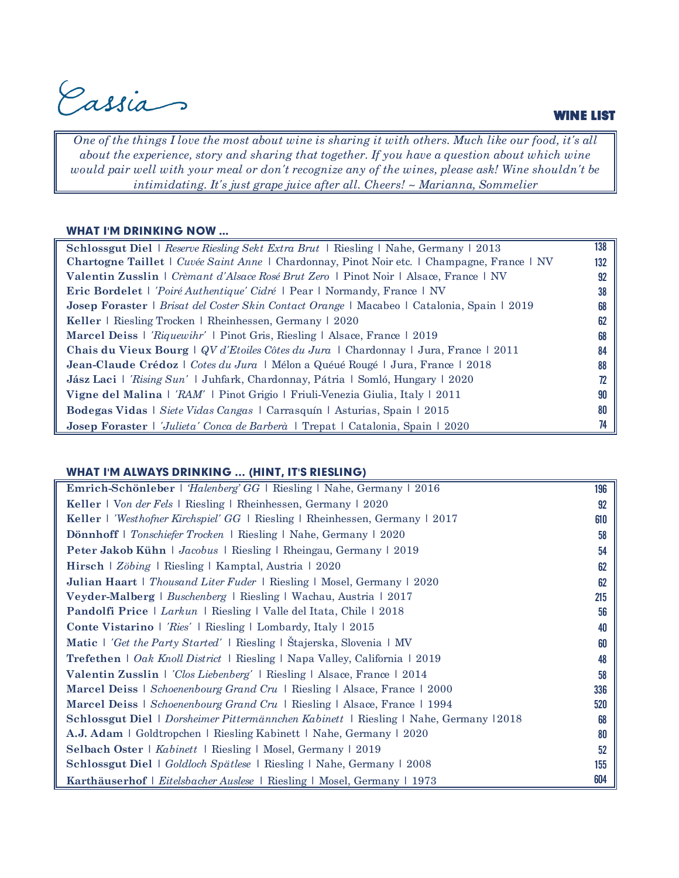# Cassia

## WINE LIST

*One of the things I love the most about wine is sharing it with others. Much like our food, it's all about the experience, story and sharing that together. If you have a question about which wine would pair well with your meal or don't recognize any of the wines, please ask! Wine shouldn't be intimidating. It's just grape juice after all. Cheers! ~ Marianna, Sommelier*

### WHAT I'M DRINKING NOW ...

| Wine | Price |
|---|---|
| **Schlossgut Diel** \| *Reserve Riesling Sekt Extra Brut* \| Riesling \| Nahe, Germany \| 2013 | 138 |
| **Chartogne Taillet** \| *Cuvée Saint Anne* \| Chardonnay, Pinot Noir etc. \| Champagne, France \| NV | 132 |
| **Valentin Zusslin** \| *Crèmant d'Alsace Rosé Brut Zero* \| Pinot Noir \| Alsace, France \| NV | 92 |
| **Eric Bordelet** \| *'Poiré Authentique' Cidré* \| Pear \| Normandy, France \| NV | 38 |
| **Josep Foraster** \| *Brisat del Coster Skin Contact Orange* \| Macabeo \| Catalonia, Spain \| 2019 | 68 |
| **Keller** \| Riesling Trocken \| Rheinhessen, Germany \| 2020 | 62 |
| **Marcel Deiss** \| *'Riquewihr'* \| Pinot Gris, Riesling \| Alsace, France \| 2019 | 68 |
| **Chais du Vieux Bourg** \| *QV d'Etoiles Côtes du Jura* \| Chardonnay \| Jura, France \| 2011 | 84 |
| **Jean-Claude Crédoz** \| *Cotes du Jura* \| Mélon a Quéué Rougé \| Jura, France \| 2018 | 88 |
| **Jász Laci** \| *'Rising Sun'* \| Juhfark, Chardonnay, Pátria \| Somló, Hungary \| 2020 | 72 |
| **Vigne del Malina** \| *'RAM'* \| Pinot Grigio \| Friuli-Venezia Giulia, Italy \| 2011 | 90 |
| **Bodegas Vidas** \| *Siete Vidas Cangas* \| Carrasquín \| Asturias, Spain \| 2015 | 80 |
| **Josep Foraster** \| *'Julieta' Conca de Barberà* \| Trepat \| Catalonia, Spain \| 2020 | 74 |

### WHAT I'M ALWAYS DRINKING ... (HINT, IT'S RIESLING)

| Wine | Price |
|---|---|
| **Emrich-Schönleber** \| *'Halenberg' GG* \| Riesling \| Nahe, Germany \| 2016 | 196 |
| **Keller** \| V*on der Fels* \| Riesling \| Rheinhessen, Germany \| 2020 | 92 |
| **Keller** \| *'Westhofner Kirchspiel' GG* \| Riesling \| Rheinhessen, Germany \| 2017 | 610 |
| **Dönnhoff** \| *Tonschiefer Trocken* \| Riesling \| Nahe, Germany \| 2020 | 58 |
| **Peter Jakob Kühn** \| *Jacobus* \| Riesling \| Rheingau, Germany \| 2019 | 54 |
| **Hirsch** \| *Zöbing* \| Riesling \| Kamptal, Austria \| 2020 | 62 |
| **Julian Haart** \| *Thousand Liter Fuder* \| Riesling \| Mosel, Germany \| 2020 | 62 |
| **Veyder-Malberg** \| *Buschenberg* \| Riesling \| Wachau, Austria \| 2017 | 215 |
| **Pandolfi Price** \| *Larkun* \| Riesling \| Valle del Itata, Chile \| 2018 | 56 |
| **Conte Vistarino** \| *'Ries'* \| Riesling \| Lombardy, Italy \| 2015 | 40 |
| **Matic** \| *'Get the Party Started'* \| Riesling \| Štajerska, Slovenia \| MV | 60 |
| **Trefethen** \| *Oak Knoll District* \| Riesling \| Napa Valley, California \| 2019 | 48 |
| **Valentin Zusslin** \| *'Clos Liebenberg'* \| Riesling \| Alsace, France \| 2014 | 58 |
| **Marcel Deiss** \| *Schoenenbourg Grand Cru* \| Riesling \| Alsace, France \| 2000 | 336 |
| **Marcel Deiss** \| *Schoenenbourg Grand Cru* \| Riesling \| Alsace, France \| 1994 | 520 |
| **Schlossgut Diel** \| *Dorsheimer Pittermännchen Kabinett* \| Riesling \| Nahe, Germany \|2018 | 68 |
| **A.J. Adam** \| Goldtropchen \| Riesling Kabinett \| Nahe, Germany \| 2020 | 80 |
| **Selbach Oster** \| *Kabinett* \| Riesling \| Mosel, Germany \| 2019 | 52 |
| **Schlossgut Diel** \| *Goldloch Spätlese* \| Riesling \| Nahe, Germany \| 2008 | 155 |
| **Karthäuserhof** \| *Eitelsbacher Auslese* \| Riesling \| Mosel, Germany \| 1973 | 604 |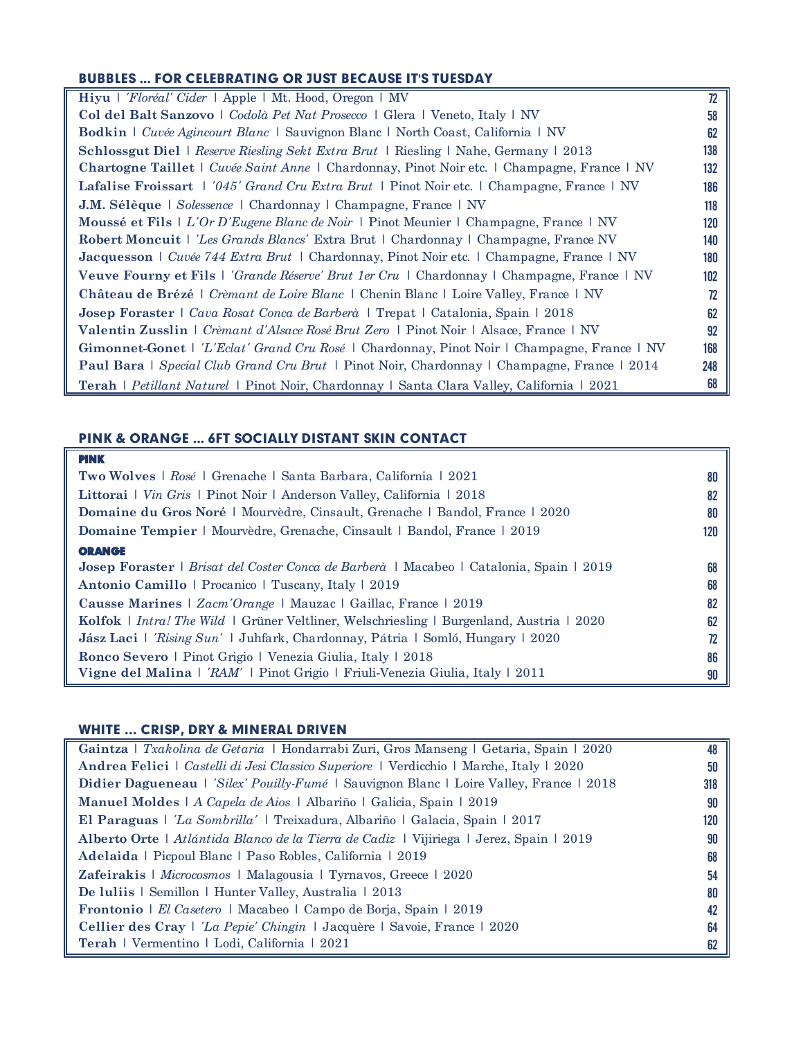## BUBBLES ... FOR CELEBRATING OR JUST BECAUSE IT'S TUESDAY

| Wine | Price |
|---|---|
| **Hiyu** \| *'Floréal' Cider* \| Apple \| Mt. Hood, Oregon \| MV | 72 |
| **Col del Balt Sanzovo** \| *Codolà Pet Nat Prosecco* \| Glera \| Veneto, Italy \| NV | 58 |
| **Bodkin** \| *Cuvée Agincourt Blanc* \| Sauvignon Blanc \| North Coast, California \| NV | 62 |
| **Schlossgut Diel** \| *Reserve Riesling Sekt Extra Brut* \| Riesling \| Nahe, Germany \| 2013 | 138 |
| **Chartogne Taillet** \| *Cuvée Saint Anne* \| Chardonnay, Pinot Noir etc. \| Champagne, France \| NV | 132 |
| **Lafalise Froissart** \| *'045' Grand Cru Extra Brut* \| Pinot Noir etc. \| Champagne, France \| NV | 186 |
| **J.M. Sélèque** \| *Solessence* \| Chardonnay \| Champagne, France \| NV | 118 |
| **Moussé et Fils** \| *L'Or D'Eugene Blanc de Noir* \| Pinot Meunier \| Champagne, France \| NV | 120 |
| **Robert Moncuit** \| *'Les Grands Blancs'* Extra Brut \| Chardonnay \| Champagne, France NV | 140 |
| **Jacquesson** \| *Cuvée 744 Extra Brut* \| Chardonnay, Pinot Noir etc. \| Champagne, France \| NV | 180 |
| **Veuve Fourny et Fils** \| *'Grande Réserve' Brut 1er Cru* \| Chardonnay \| Champagne, France \| NV | 102 |
| **Château de Brézé** \| *Crèmant de Loire Blanc* \| Chenin Blanc \| Loire Valley, France \| NV | 72 |
| **Josep Foraster** \| *Cava Rosat Conca de Barberà* \| Trepat \| Catalonia, Spain \| 2018 | 62 |
| **Valentin Zusslin** \| *Crèmant d'Alsace Rosé Brut Zero* \| Pinot Noir \| Alsace, France \| NV | 92 |
| **Gimonnet-Gonet** \| *'L'Eclat' Grand Cru Rosé* \| Chardonnay, Pinot Noir \| Champagne, France \| NV | 168 |
| **Paul Bara** \| *Special Club Grand Cru Brut* \| Pinot Noir, Chardonnay \| Champagne, France \| 2014 | 248 |
| **Terah** \| *Petillant Naturel* \| Pinot Noir, Chardonnay \| Santa Clara Valley, California \| 2021 | 68 |

## PINK & ORANGE ... 6FT SOCIALLY DISTANT SKIN CONTACT

| Wine | Price |
|---|---|
| **PINK** | |
| **Two Wolves** \| *Rosé* \| Grenache \| Santa Barbara, California \| 2021 | 80 |
| **Littorai** \| *Vin Gris* \| Pinot Noir \| Anderson Valley, California \| 2018 | 82 |
| **Domaine du Gros Noré** \| Mourvèdre, Cinsault, Grenache \| Bandol, France \| 2020 | 80 |
| **Domaine Tempier** \| Mourvèdre, Grenache, Cinsault \| Bandol, France \| 2019 | 120 |
| **ORANGE** | |
| **Josep Foraster** \| *Brisat del Coster Conca de Barberà* \| Macabeo \| Catalonia, Spain \| 2019 | 68 |
| **Antonio Camillo** \| Procanico \| Tuscany, Italy \| 2019 | 68 |
| **Causse Marines** \| *Zacm'Orange* \| Mauzac \| Gaillac, France \| 2019 | 82 |
| **Kolfok** \| *Intra! The Wild* \| Grüner Veltliner, Welschriesling \| Burgenland, Austria \| 2020 | 62 |
| **Jász Laci** \| *'Rising Sun'* \| Juhfark, Chardonnay, Pátria \| Somló, Hungary \| 2020 | 72 |
| **Ronco Severo** \| Pinot Grigio \| Venezia Giulia, Italy \| 2018 | 86 |
| **Vigne del Malina** \| *'RAM'* \| Pinot Grigio \| Friuli-Venezia Giulia, Italy \| 2011 | 90 |

## WHITE ... CRISP, DRY & MINERAL DRIVEN

| Wine | Price |
|---|---|
| **Gaintza** \| *Txakolina de Getaria* \| Hondarrabi Zuri, Gros Manseng \| Getaria, Spain \| 2020 | 48 |
| **Andrea Felici** \| *Castelli di Jesi Classico Superiore* \| Verdicchio \| Marche, Italy \| 2020 | 50 |
| **Didier Dagueneau** \| *'Silex' Pouilly-Fumé* \| Sauvignon Blanc \| Loire Valley, France \| 2018 | 318 |
| **Manuel Moldes** \| *A Capela de Aios* \| Albariño \| Galicia, Spain \| 2019 | 90 |
| **El Paraguas** \| *'La Sombrilla'* \| Treixadura, Albariño \| Galacia, Spain \| 2017 | 120 |
| **Alberto Orte** \| *Atlántida Blanco de la Tierra de Cadiz* \| Vijiriega \| Jerez, Spain \| 2019 | 90 |
| **Adelaida** \| Picpoul Blanc \| Paso Robles, California \| 2019 | 68 |
| **Zafeirakis** \| *Microcosmos* \| Malagousia \| Tyrnavos, Greece \| 2020 | 54 |
| **De Iuliis** \| Semillon \| Hunter Valley, Australia \| 2013 | 80 |
| **Frontonio** \| *El Casetero* \| Macabeo \| Campo de Borja, Spain \| 2019 | 42 |
| **Cellier des Cray** \| *'La Pepie' Chingin* \| Jacquère \| Savoie, France \| 2020 | 64 |
| **Terah** \| Vermentino \| Lodi, California \| 2021 | 62 |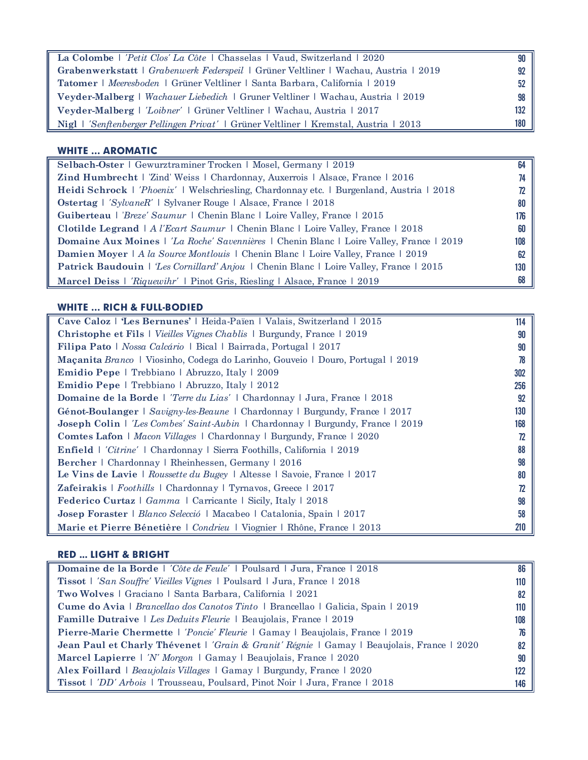| | |
|---|---|
| **La Colombe** \| *'Petit Clos' La Côte* \| Chasselas \| Vaud, Switzerland \| 2020 | 90 |
| **Grabenwerkstatt** \| *Grabenwerk Federspeil* \| Grüner Veltliner \| Wachau, Austria \| 2019 | 92 |
| **Tatomer** \| *Meeresboden* \| Grüner Veltliner \| Santa Barbara, California \| 2019 | 52 |
| **Veyder-Malberg** \| *Wachauer Liebedich* \| Gruner Veltliner \| Wachau, Austria \| 2019 | 98 |
| **Veyder-Malberg** \| *'Loibner'* \| Grüner Veltliner \| Wachau, Austria \| 2017 | 132 |
| **Nigl** \| *'Senftenberger Pellingen Privat'* \| Grüner Veltliner \| Kremstal, Austria \| 2013 | 180 |

## WHITE ... AROMATIC

| | |
|---|---|
| **Selbach-Oster** \| Gewurztraminer Trocken \| Mosel, Germany \| 2019 | 64 |
| **Zind Humbrecht** \| 'Zind' Weiss \| Chardonnay, Auxerrois \| Alsace, France \| 2016 | 74 |
| **Heidi Schrock** \| *'Phoenix'* \| Welschriesling, Chardonnay etc. \| Burgenland, Austria \| 2018 | 72 |
| **Ostertag** \| *'SylvaneR'* \| Sylvaner Rouge \| Alsace, France \| 2018 | 80 |
| **Guiberteau** \| *'Breze' Saumur* \| Chenin Blanc \| Loire Valley, France \| 2015 | 176 |
| **Clotilde Legrand** \| *A l'Ecart Saumur* \| Chenin Blanc \| Loire Valley, France \| 2018 | 60 |
| **Domaine Aux Moines** \| *'La Roche' Savennières* \| Chenin Blanc \| Loire Valley, France \| 2019 | 108 |
| **Damien Moyer** \| *A la Source Montlouis* \| Chenin Blanc \| Loire Valley, France \| 2019 | 62 |
| **Patrick Baudouin** \| *'Les Cornillard' Anjou* \| Chenin Blanc \| Loire Valley, France \| 2015 | 130 |
| **Marcel Deiss** \| *'Riquewihr'* \| Pinot Gris, Riesling \| Alsace, France \| 2019 | 68 |

## WHITE ... RICH & FULL-BODIED

| | |
|---|---|
| **Cave Caloz** \| **'Les Bernunes'** \| Heida-Païen \| Valais, Switzerland \| 2015 | 114 |
| **Christophe et Fils** \| *Vieilles Vignes Chablis* \| Burgundy, France \| 2019 | 90 |
| **Filipa Pato** \| *Nossa Calcário* \| Bical \| Bairrada, Portugal \| 2017 | 90 |
| **Maçanita** *Branco* \| Viosinho, Codega do Larinho, Gouveio \| Douro, Portugal \| 2019 | 78 |
| **Emidio Pepe** \| Trebbiano \| Abruzzo, Italy \| 2009 | 302 |
| **Emidio Pepe** \| Trebbiano \| Abruzzo, Italy \| 2012 | 256 |
| **Domaine de la Borde** \| *'Terre du Lias'* \| Chardonnay \| Jura, France \| 2018 | 92 |
| **Génot-Boulanger** \| *Savigny-les-Beaune* \| Chardonnay \| Burgundy, France \| 2017 | 130 |
| **Joseph Colin** \| *'Les Combes' Saint-Aubin* \| Chardonnay \| Burgundy, France \| 2019 | 168 |
| **Comtes Lafon** \| *Macon Villages* \| Chardonnay \| Burgundy, France \| 2020 | 72 |
| **Enfield** \| *'Citrine'* \| Chardonnay \| Sierra Foothills, California \| 2019 | 88 |
| **Bercher** \| Chardonnay \| Rheinhessen, Germany \| 2016 | 98 |
| **Le Vins de Lavie** \| *Roussette du Bugey* \| Altesse \| Savoie, France \| 2017 | 80 |
| **Zafeirakis** \| *Foothills* \| Chardonnay \| Tyrnavos, Greece \| 2017 | 72 |
| **Federico Curtaz** \| *Gamma* \| Carricante \| Sicily, Italy \| 2018 | 98 |
| **Josep Foraster** \| *Blanco Selecció* \| Macabeo \| Catalonia, Spain \| 2017 | 58 |
| **Marie et Pierre Bénetière** \| *Condrieu* \| Viognier \| Rhône, France \| 2013 | 210 |

## RED ... LIGHT & BRIGHT

| | |
|---|---|
| **Domaine de la Borde** \| *'Côte de Feule'* \| Poulsard \| Jura, France \| 2018 | 86 |
| **Tissot** \| *'San Souffre' Vieilles Vignes* \| Poulsard \| Jura, France \| 2018 | 110 |
| **Two Wolves** \| Graciano \| Santa Barbara, California \| 2021 | 82 |
| **Cume do Avia** \| *Brancellao dos Canotos Tinto* \| Brancellao \| Galicia, Spain \| 2019 | 110 |
| **Famille Dutraive** \| *Les Deduits Fleurie* \| Beaujolais, France \| 2019 | 108 |
| **Pierre-Marie Chermette** \| *'Poncie' Fleurie* \| Gamay \| Beaujolais, France \| 2019 | 76 |
| **Jean Paul et Charly Thévenet** \| *'Grain & Granit' Régnie* \| Gamay \| Beaujolais, France \| 2020 | 82 |
| **Marcel Lapierre** \| *'N' Morgon* \| Gamay \| Beaujolais, France \| 2020 | 90 |
| **Alex Foillard** \| *Beaujolais Villages* \| Gamay \| Burgundy, France \| 2020 | 122 |
| **Tissot** \| *'DD' Arbois* \| Trousseau, Poulsard, Pinot Noir \| Jura, France \| 2018 | 146 |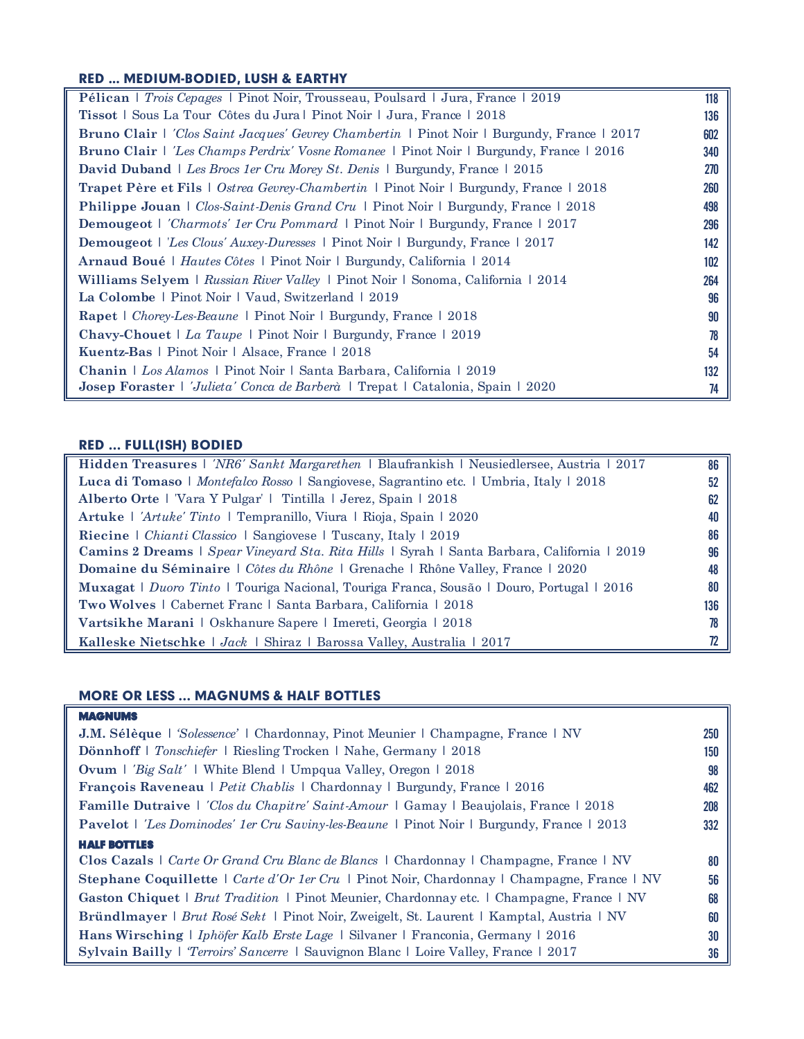## RED ... MEDIUM-BODIED, LUSH & EARTHY

| Wine | Price |
|---|---|
| **Pélican** \| *Trois Cepages* \| Pinot Noir, Trousseau, Poulsard \| Jura, France \| 2019 | 118 |
| **Tissot** \| Sous La Tour Côtes du Jura \| Pinot Noir \| Jura, France \| 2018 | 136 |
| **Bruno Clair** \| *'Clos Saint Jacques' Gevrey Chambertin* \| Pinot Noir \| Burgundy, France \| 2017 | 602 |
| **Bruno Clair** \| *'Les Champs Perdrix' Vosne Romanee* \| Pinot Noir \| Burgundy, France \| 2016 | 340 |
| **David Duband** \| *Les Brocs 1er Cru Morey St. Denis* \| Burgundy, France \| 2015 | 270 |
| **Trapet Père et Fils** \| *Ostrea Gevrey-Chambertin* \| Pinot Noir \| Burgundy, France \| 2018 | 260 |
| **Philippe Jouan** \| *Clos-Saint-Denis Grand Cru* \| Pinot Noir \| Burgundy, France \| 2018 | 498 |
| **Demougeot** \| *'Charmots' 1er Cru Pommard* \| Pinot Noir \| Burgundy, France \| 2017 | 296 |
| **Demougeot** \| *'Les Clous' Auxey-Duresses* \| Pinot Noir \| Burgundy, France \| 2017 | 142 |
| **Arnaud Boué** \| *Hautes Côtes* \| Pinot Noir \| Burgundy, California \| 2014 | 102 |
| **Williams Selyem** \| *Russian River Valley* \| Pinot Noir \| Sonoma, California \| 2014 | 264 |
| **La Colombe** \| Pinot Noir \| Vaud, Switzerland \| 2019 | 96 |
| **Rapet** \| *Chorey-Les-Beaune* \| Pinot Noir \| Burgundy, France \| 2018 | 90 |
| **Chavy-Chouet** \| *La Taupe* \| Pinot Noir \| Burgundy, France \| 2019 | 78 |
| **Kuentz-Bas** \| Pinot Noir \| Alsace, France \| 2018 | 54 |
| **Chanin** \| *Los Alamos* \| Pinot Noir \| Santa Barbara, California \| 2019 | 132 |
| **Josep Foraster** \| *'Julieta' Conca de Barberà* \| Trepat \| Catalonia, Spain \| 2020 | 74 |

## RED ... FULL(ISH) BODIED

| Wine | Price |
|---|---|
| **Hidden Treasures** \| *'NR6' Sankt Margarethen* \| Blaufrankish \| Neusiedlersee, Austria \| 2017 | 86 |
| **Luca di Tomaso** \| *Montefalco Rosso* \| Sangiovese, Sagrantino etc. \| Umbria, Italy \| 2018 | 52 |
| **Alberto Orte** \| 'Vara Y Pulgar' \| Tintilla \| Jerez, Spain \| 2018 | 62 |
| **Artuke** \| *'Artuke' Tinto* \| Tempranillo, Viura \| Rioja, Spain \| 2020 | 40 |
| **Riecine** \| *Chianti Classico* \| Sangiovese \| Tuscany, Italy \| 2019 | 86 |
| **Camins 2 Dreams** \| *Spear Vineyard Sta. Rita Hills* \| Syrah \| Santa Barbara, California \| 2019 | 96 |
| **Domaine du Séminaire** \| *Côtes du Rhône* \| Grenache \| Rhône Valley, France \| 2020 | 48 |
| **Muxagat** \| *Duoro Tinto* \| Touriga Nacional, Touriga Franca, Sousão \| Douro, Portugal \| 2016 | 80 |
| **Two Wolves** \| Cabernet Franc \| Santa Barbara, California \| 2018 | 136 |
| **Vartsikhe Marani** \| Oskhanure Sapere \| Imereti, Georgia \| 2018 | 78 |
| **Kalleske Nietschke** \| *Jack* \| Shiraz \| Barossa Valley, Australia \| 2017 | 72 |

## MORE OR LESS ... MAGNUMS & HALF BOTTLES

| Wine | Price |
|---|---|
| **MAGNUMS** | |
| **J.M. Sélèque** \| *'Solessence'* \| Chardonnay, Pinot Meunier \| Champagne, France \| NV | 250 |
| **Dönnhoff** \| *Tonschiefer* \| Riesling Trocken \| Nahe, Germany \| 2018 | 150 |
| **Ovum** \| *'Big Salt'* \| White Blend \| Umpqua Valley, Oregon \| 2018 | 98 |
| **François Raveneau** \| *Petit Chablis* \| Chardonnay \| Burgundy, France \| 2016 | 462 |
| **Famille Dutraive** \| *'Clos du Chapitre' Saint-Amour* \| Gamay \| Beaujolais, France \| 2018 | 208 |
| **Pavelot** \| *'Les Dominodes' 1er Cru Saviny-les-Beaune* \| Pinot Noir \| Burgundy, France \| 2013 | 332 |
| **HALF BOTTLES** | |
| **Clos Cazals** \| *Carte Or Grand Cru Blanc de Blancs* \| Chardonnay \| Champagne, France \| NV | 80 |
| **Stephane Coquillette** \| *Carte d'Or 1er Cru* \| Pinot Noir, Chardonnay \| Champagne, France \| NV | 56 |
| **Gaston Chiquet** \| *Brut Tradition* \| Pinot Meunier, Chardonnay etc. \| Champagne, France \| NV | 68 |
| **Bründlmayer** \| *Brut Rosé Sekt* \| Pinot Noir, Zweigelt, St. Laurent \| Kamptal, Austria \| NV | 60 |
| **Hans Wirsching** \| *Iphöfer Kalb Erste Lage* \| Silvaner \| Franconia, Germany \| 2016 | 30 |
| **Sylvain Bailly** \| *'Terroirs' Sancerre* \| Sauvignon Blanc \| Loire Valley, France \| 2017 | 36 |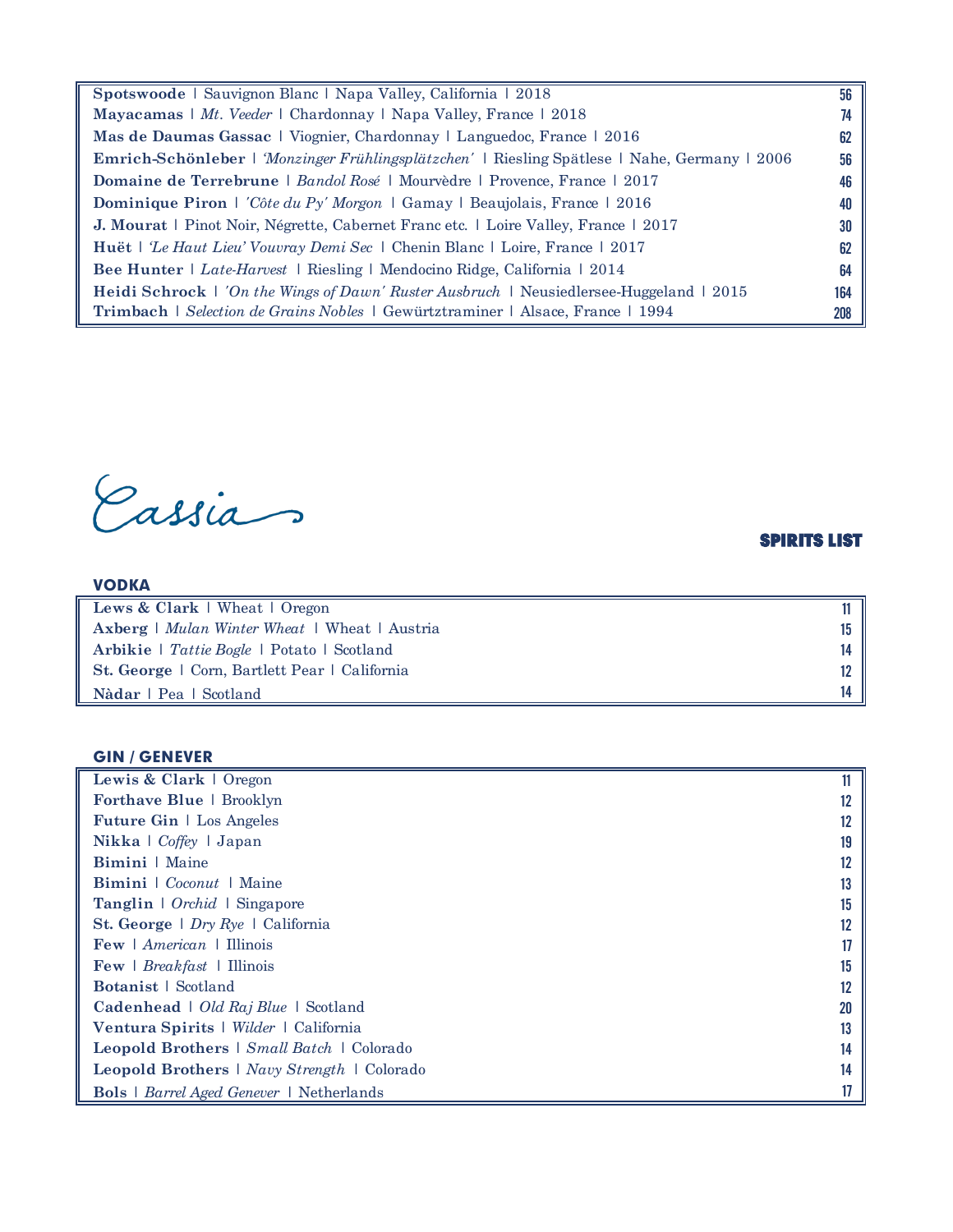| | |
|---|---|
| **Spotswoode** \| Sauvignon Blanc \| Napa Valley, California \| 2018 | 56 |
| **Mayacamas** \| *Mt. Veeder* \| Chardonnay \| Napa Valley, France \| 2018 | 74 |
| **Mas de Daumas Gassac** \| Viognier, Chardonnay \| Languedoc, France \| 2016 | 62 |
| **Emrich-Schönleber** \| *'Monzinger Frühlingsplätzchen'* \| Riesling Spätlese \| Nahe, Germany \| 2006 | 56 |
| **Domaine de Terrebrune** \| *Bandol Rosé* \| Mourvèdre \| Provence, France \| 2017 | 46 |
| **Dominique Piron** \| *'Côte du Py' Morgon* \| Gamay \| Beaujolais, France \| 2016 | 40 |
| **J. Mourat** \| Pinot Noir, Négrette, Cabernet Franc etc. \| Loire Valley, France \| 2017 | 30 |
| **Huët** \| *'Le Haut Lieu' Vouvray Demi Sec* \| Chenin Blanc \| Loire, France \| 2017 | 62 |
| **Bee Hunter** \| *Late-Harvest* \| Riesling \| Mendocino Ridge, California \| 2014 | 64 |
| **Heidi Schrock** \| *'On the Wings of Dawn' Ruster Ausbruch* \| Neusiedlersee-Huggeland \| 2015 | 164 |
| **Trimbach** \| *Selection de Grains Nobles* \| Gewürztraminer \| Alsace, France \| 1994 | 208 |

# Cassia

## SPIRITS LIST

### VODKA

| | |
|---|---|
| **Lews & Clark** \| Wheat \| Oregon | 11 |
| **Axberg** \| *Mulan Winter Wheat* \| Wheat \| Austria | 15 |
| **Arbikie** \| *Tattie Bogle* \| Potato \| Scotland | 14 |
| **St. George** \| Corn, Bartlett Pear \| California | 12 |
| **Nàdar** \| Pea \| Scotland | 14 |

### GIN / GENEVER

| | |
|---|---|
| **Lewis & Clark** \| Oregon | 11 |
| **Forthave Blue** \| Brooklyn | 12 |
| **Future Gin** \| Los Angeles | 12 |
| **Nikka** \| *Coffey* \| Japan | 19 |
| **Bimini** \| Maine | 12 |
| **Bimini** \| *Coconut* \| Maine | 13 |
| **Tanglin** \| *Orchid* \| Singapore | 15 |
| **St. George** \| *Dry Rye* \| California | 12 |
| **Few** \| *American* \| Illinois | 17 |
| **Few** \| *Breakfast* \| Illinois | 15 |
| **Botanist** \| Scotland | 12 |
| **Cadenhead** \| *Old Raj Blue* \| Scotland | 20 |
| **Ventura Spirits** \| *Wilder* \| California | 13 |
| **Leopold Brothers** \| *Small Batch* \| Colorado | 14 |
| **Leopold Brothers** \| *Navy Strength* \| Colorado | 14 |
| **Bols** \| *Barrel Aged Genever* \| Netherlands | 17 |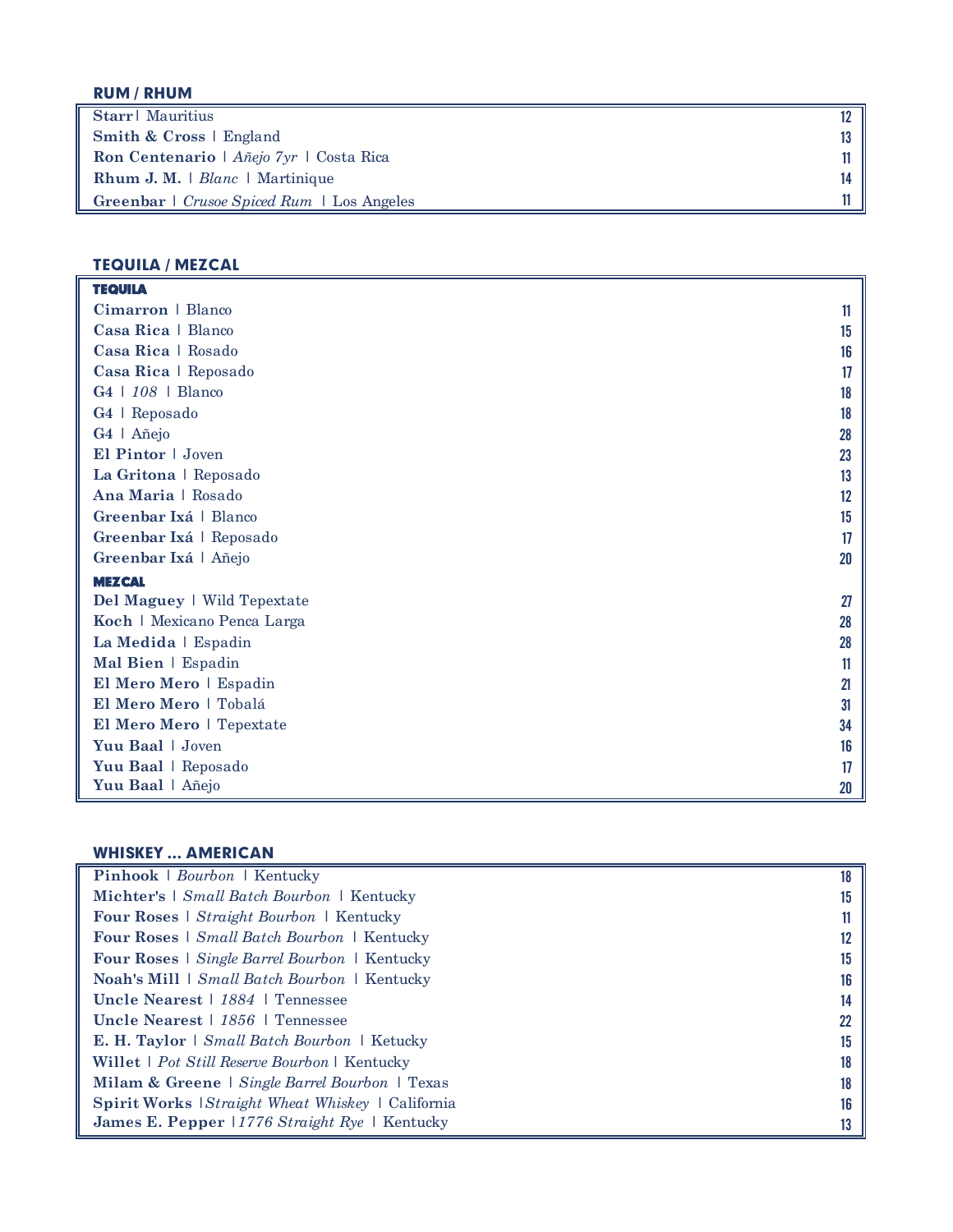## RUM / RHUM

| Item | Price |
|---|---|
| **Starr** \| Mauritius | 12 |
| **Smith & Cross** \| England | 13 |
| **Ron Centenario** \| *Añejo 7yr* \| Costa Rica | 11 |
| **Rhum J. M.** \| *Blanc* \| Martinique | 14 |
| **Greenbar** \| *Crusoe Spiced Rum* \| Los Angeles | 11 |

## TEQUILA / MEZCAL

| Item | Price |
|---|---|
| **TEQUILA** | |
| **Cimarron** \| Blanco | 11 |
| **Casa Rica** \| Blanco | 15 |
| **Casa Rica** \| Rosado | 16 |
| **Casa Rica** \| Reposado | 17 |
| **G4** \| *108* \| Blanco | 18 |
| **G4** \| Reposado | 18 |
| **G4** \| Añejo | 28 |
| **El Pintor** \| Joven | 23 |
| **La Gritona** \| Reposado | 13 |
| **Ana Maria** \| Rosado | 12 |
| **Greenbar Ixá** \| Blanco | 15 |
| **Greenbar Ixá** \| Reposado | 17 |
| **Greenbar Ixá** \| Añejo | 20 |
| **MEZCAL** | |
| **Del Maguey** \| Wild Tepextate | 27 |
| **Koch** \| Mexicano Penca Larga | 28 |
| **La Medida** \| Espadin | 28 |
| **Mal Bien** \| Espadin | 11 |
| **El Mero Mero** \| Espadin | 21 |
| **El Mero Mero** \| Tobalá | 31 |
| **El Mero Mero** \| Tepextate | 34 |
| **Yuu Baal** \| Joven | 16 |
| **Yuu Baal** \| Reposado | 17 |
| **Yuu Baal** \| Añejo | 20 |

## WHISKEY ... AMERICAN

| Item | Price |
|---|---|
| **Pinhook** \| *Bourbon* \| Kentucky | 18 |
| **Michter's** \| *Small Batch Bourbon* \| Kentucky | 15 |
| **Four Roses** \| *Straight Bourbon* \| Kentucky | 11 |
| **Four Roses** \| *Small Batch Bourbon* \| Kentucky | 12 |
| **Four Roses** \| *Single Barrel Bourbon* \| Kentucky | 15 |
| **Noah's Mill** \| *Small Batch Bourbon* \| Kentucky | 16 |
| **Uncle Nearest** \| *1884* \| Tennessee | 14 |
| **Uncle Nearest** \| *1856* \| Tennessee | 22 |
| **E. H. Taylor** \| *Small Batch Bourbon* \| Ketucky | 15 |
| **Willet** \| *Pot Still Reserve Bourbon* \| Kentucky | 18 |
| **Milam & Greene** \| *Single Barrel Bourbon* \| Texas | 18 |
| **Spirit Works** \| *Straight Wheat Whiskey* \| California | 16 |
| **James E. Pepper** \| *1776 Straight Rye* \| Kentucky | 13 |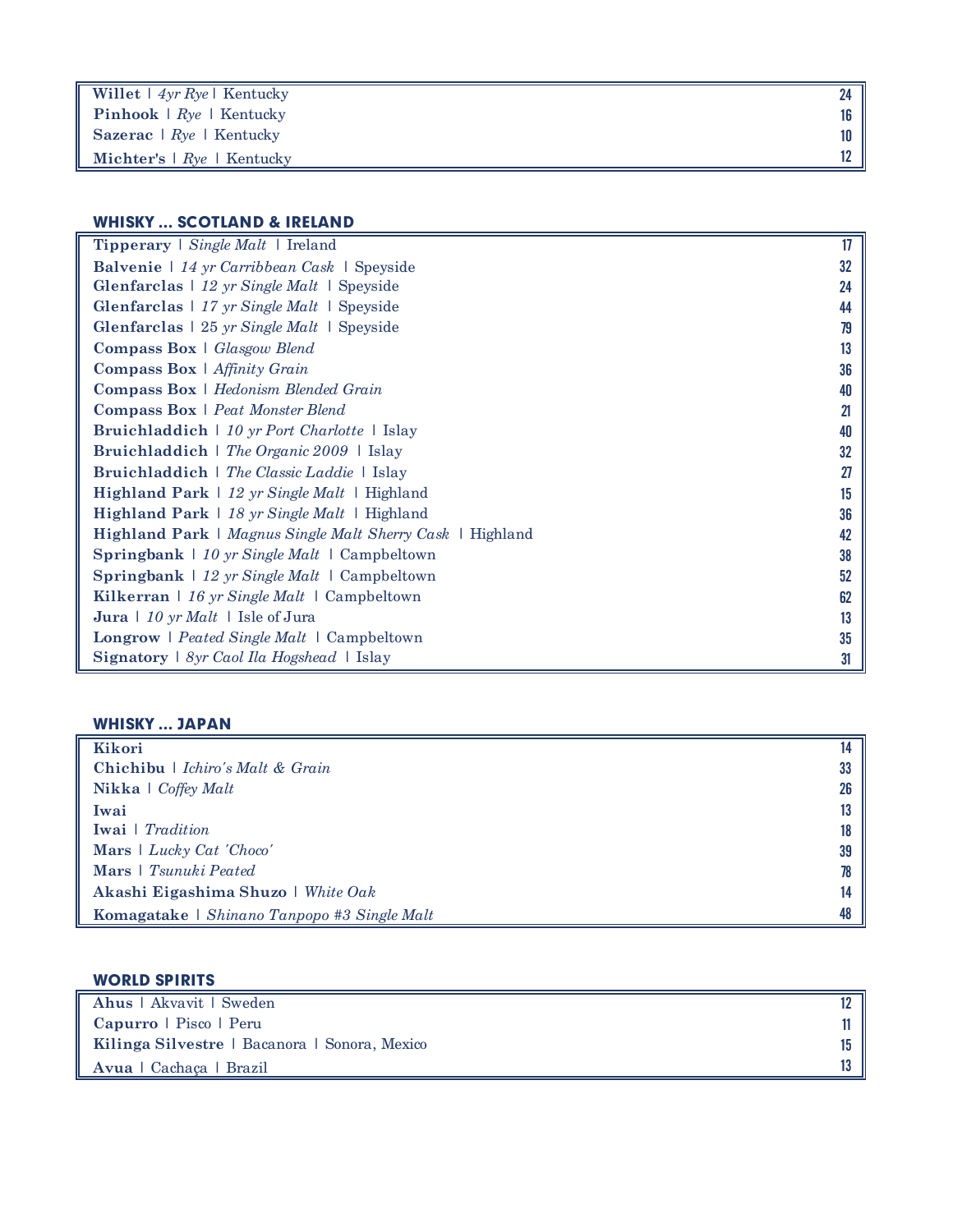| | |
|---|---|
| **Willet** \| *4yr Rye* \| Kentucky | 24 |
| **Pinhook** \| *Rye* \| Kentucky | 16 |
| **Sazerac** \| *Rye* \| Kentucky | 10 |
| **Michter's** \| *Rye* \| Kentucky | 12 |

## WHISKY ... SCOTLAND & IRELAND

| | |
|---|---|
| **Tipperary** \| *Single Malt* \| Ireland | 17 |
| **Balvenie** \| *14 yr Carribbean Cask* \| Speyside | 32 |
| **Glenfarclas** \| *12 yr Single Malt* \| Speyside | 24 |
| **Glenfarclas** \| *17 yr Single Malt* \| Speyside | 44 |
| **Glenfarclas** \| 25 *yr Single Malt* \| Speyside | 79 |
| **Compass Box** \| *Glasgow Blend* | 13 |
| **Compass Box** \| *Affinity Grain* | 36 |
| **Compass Box** \| *Hedonism Blended Grain* | 40 |
| **Compass Box** \| *Peat Monster Blend* | 21 |
| **Bruichladdich** \| *10 yr Port Charlotte* \| Islay | 40 |
| **Bruichladdich** \| *The Organic 2009* \| Islay | 32 |
| **Bruichladdich** \| *The Classic Laddie* \| Islay | 27 |
| **Highland Park** \| *12 yr Single Malt* \| Highland | 15 |
| **Highland Park** \| *18 yr Single Malt* \| Highland | 36 |
| **Highland Park** \| *Magnus Single Malt Sherry Cask* \| Highland | 42 |
| **Springbank** \| *10 yr Single Malt* \| Campbeltown | 38 |
| **Springbank** \| *12 yr Single Malt* \| Campbeltown | 52 |
| **Kilkerran** \| *16 yr Single Malt* \| Campbeltown | 62 |
| **Jura** \| *10 yr Malt* \| Isle of Jura | 13 |
| **Longrow** \| *Peated Single Malt* \| Campbeltown | 35 |
| **Signatory** \| *8yr Caol Ila Hogshead* \| Islay | 31 |

## WHISKY ... JAPAN

| | |
|---|---|
| **Kikori** | 14 |
| **Chichibu** \| *Ichiro's Malt & Grain* | 33 |
| **Nikka** \| *Coffey Malt* | 26 |
| **Iwai** | 13 |
| **Iwai** \| *Tradition* | 18 |
| **Mars** \| *Lucky Cat 'Choco'* | 39 |
| **Mars** \| *Tsunuki Peated* | 78 |
| **Akashi Eigashima Shuzo** \| *White Oak* | 14 |
| **Komagatake** \| *Shinano Tanpopo #3 Single Malt* | 48 |

## WORLD SPIRITS

| | |
|---|---|
| **Ahus** \| Akvavit \| Sweden | 12 |
| **Capurro** \| Pisco \| Peru | 11 |
| **Kilinga Silvestre** \| Bacanora \| Sonora, Mexico | 15 |
| **Avua** \| Cachaça \| Brazil | 13 |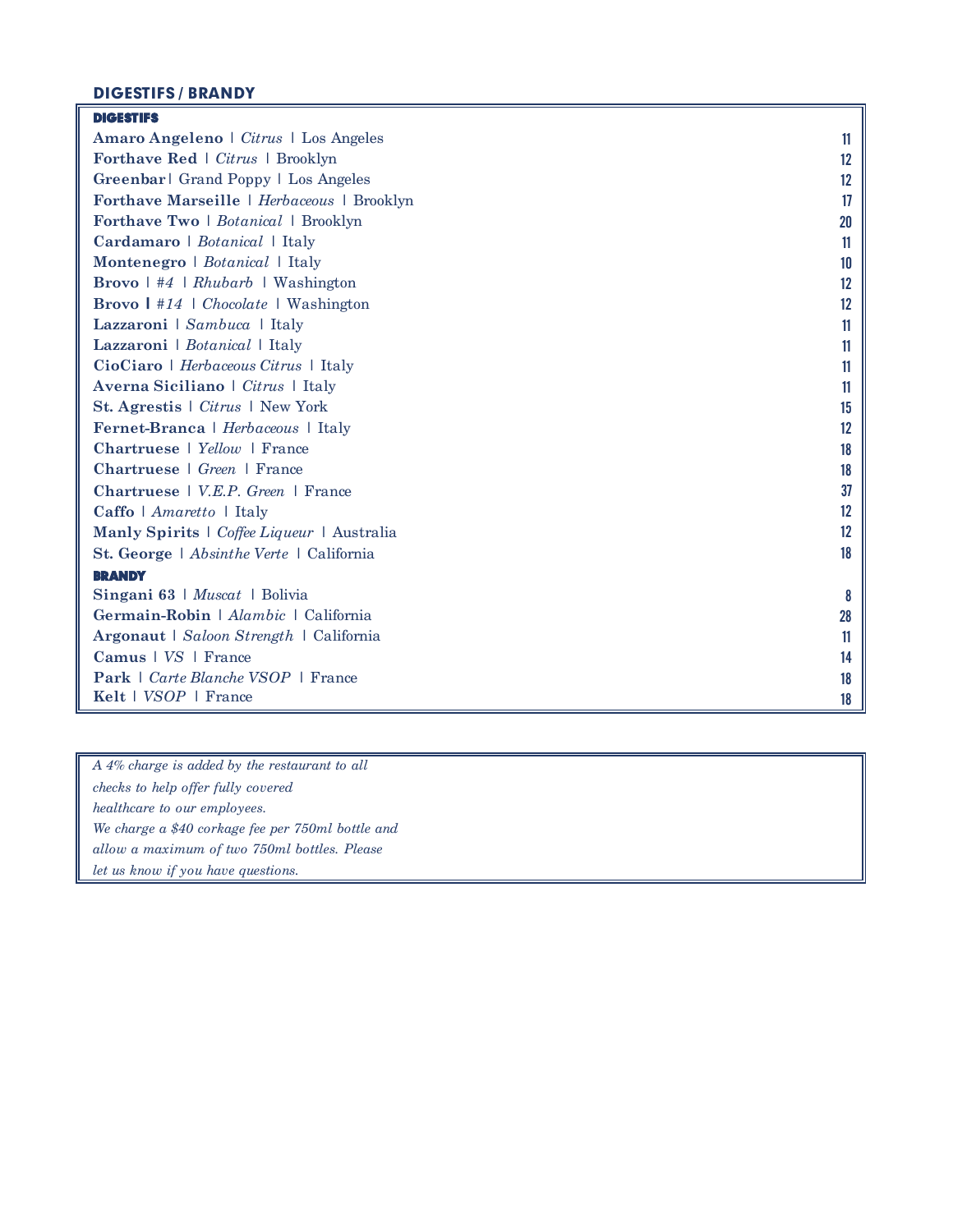## DIGESTIFS / BRANDY

### DIGESTIFS

**Amaro Angeleno** | *Citrus* | Los Angeles 11
**Forthave Red** | *Citrus* | Brooklyn 12
**Greenbar**| Grand Poppy | Los Angeles 12
**Forthave Marseille** | *Herbaceous* | Brooklyn 17
**Forthave Two** | *Botanical* | Brooklyn 20
**Cardamaro** | *Botanical* | Italy 11
**Montenegro** | *Botanical* | Italy 10
**Brovo** | *#4* | *Rhubarb* | Washington 12
**Brovo** | *#14* | *Chocolate* | Washington 12
**Lazzaroni** | *Sambuca* | Italy 11
**Lazzaroni** | *Botanical* | Italy 11
**CioCiaro** | *Herbaceous Citrus* | Italy 11
**Averna Siciliano** | *Citrus* | Italy 11
**St. Agrestis** | *Citrus* | New York 15
**Fernet-Branca** | *Herbaceous* | Italy 12
**Chartruese** | *Yellow* | France 18
**Chartruese** | *Green* | France 18
**Chartruese** | *V.E.P. Green* | France 37
**Caffo** | *Amaretto* | Italy 12
**Manly Spirits** | *Coffee Liqueur* | Australia 12
**St. George** | *Absinthe Verte* | California 18

### BRANDY

**Singani 63** | *Muscat* | Bolivia 8
**Germain-Robin** | *Alambic* | California 28
**Argonaut** | *Saloon Strength* | California 11
**Camus** | *VS* | France 14
**Park** | *Carte Blanche VSOP* | France 18
**Kelt** | *VSOP* | France 18

*A 4% charge is added by the restaurant to all checks to help offer fully covered healthcare to our employees.*
*We charge a $40 corkage fee per 750ml bottle and allow a maximum of two 750ml bottles. Please let us know if you have questions.*